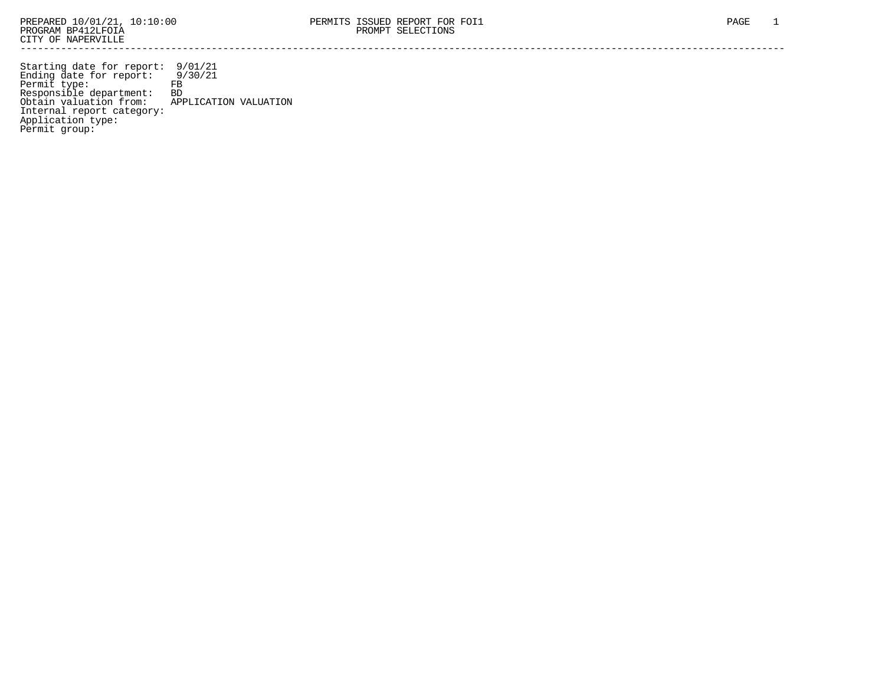PREPARED 10/01/21, 10:10:00
PROGRAM BP412LFOIA
CITY OF NAPERVILLE

PERMITS ISSUED REPORT FOR FOI1
PROMPT SELECTIONS

---

Starting date for report: 9/01/21
Ending date for report: 9/30/21
Permit type: FB
Responsible department: BD
Obtain valuation from: APPLICATION VALUATION
Internal report category:
Application type:
Permit group: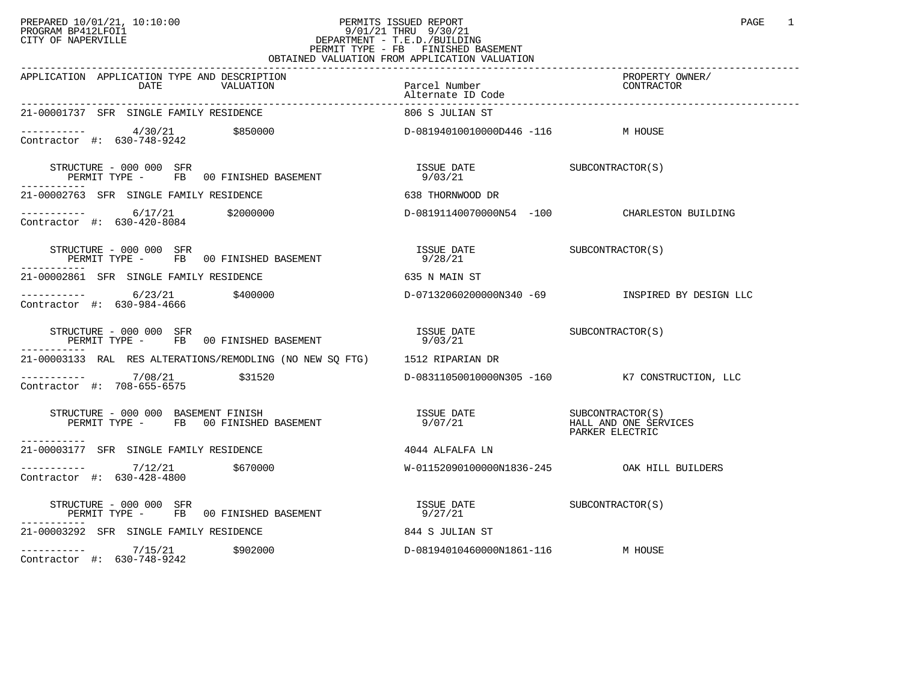PREPARED 10/01/21, 10:10:00
PROGRAM BP412LFOI1
CITY OF NAPERVILLE

# PERMITS ISSUED REPORT

9/01/21 THRU 9/30/21
DEPARTMENT - T.E.D./BUILDING
PERMIT TYPE - FB FINISHED BASEMENT
OBTAINED VALUATION FROM APPLICATION VALUATION

| APPLICATION | APPLICATION TYPE AND DESCRIPTION / DATE | VALUATION | Parcel Number / Alternate ID Code | PROPERTY OWNER/ CONTRACTOR |
|---|---|---|---|---|
| 21-00001737 | SFR SINGLE FAMILY RESIDENCE | | 806 S JULIAN ST | |
| ----------- Contractor #: 630-748-9242 | 4/30/21 | $850000 | D-08194010010000D446 -116 | M HOUSE |
| | STRUCTURE - 000 000 SFR / PERMIT TYPE - FB 00 FINISHED BASEMENT | | ISSUE DATE 9/03/21 | SUBCONTRACTOR(S) |
| 21-00002763 | SFR SINGLE FAMILY RESIDENCE | | 638 THORNWOOD DR | |
| ----------- Contractor #: 630-420-8084 | 6/17/21 | $2000000 | D-08191140070000N54 -100 | CHARLESTON BUILDING |
| | STRUCTURE - 000 000 SFR / PERMIT TYPE - FB 00 FINISHED BASEMENT | | ISSUE DATE 9/28/21 | SUBCONTRACTOR(S) |
| 21-00002861 | SFR SINGLE FAMILY RESIDENCE | | 635 N MAIN ST | |
| ----------- Contractor #: 630-984-4666 | 6/23/21 | $400000 | D-07132060200000N340 -69 | INSPIRED BY DESIGN LLC |
| | STRUCTURE - 000 000 SFR / PERMIT TYPE - FB 00 FINISHED BASEMENT | | ISSUE DATE 9/03/21 | SUBCONTRACTOR(S) |
| 21-00003133 | RAL RES ALTERATIONS/REMODLING (NO NEW SQ FTG) | | 1512 RIPARIAN DR | |
| ----------- Contractor #: 708-655-6575 | 7/08/21 | $31520 | D-08311050010000N305 -160 | K7 CONSTRUCTION, LLC |
| | STRUCTURE - 000 000 BASEMENT FINISH / PERMIT TYPE - FB 00 FINISHED BASEMENT | | ISSUE DATE 9/07/21 | SUBCONTRACTOR(S) HALL AND ONE SERVICES PARKER ELECTRIC |
| 21-00003177 | SFR SINGLE FAMILY RESIDENCE | | 4044 ALFALFA LN | |
| ----------- Contractor #: 630-428-4800 | 7/12/21 | $670000 | W-01152090100000N1836-245 | OAK HILL BUILDERS |
| | STRUCTURE - 000 000 SFR / PERMIT TYPE - FB 00 FINISHED BASEMENT | | ISSUE DATE 9/27/21 | SUBCONTRACTOR(S) |
| 21-00003292 | SFR SINGLE FAMILY RESIDENCE | | 844 S JULIAN ST | |
| ----------- Contractor #: 630-748-9242 | 7/15/21 | $902000 | D-08194010460000N1861-116 | M HOUSE |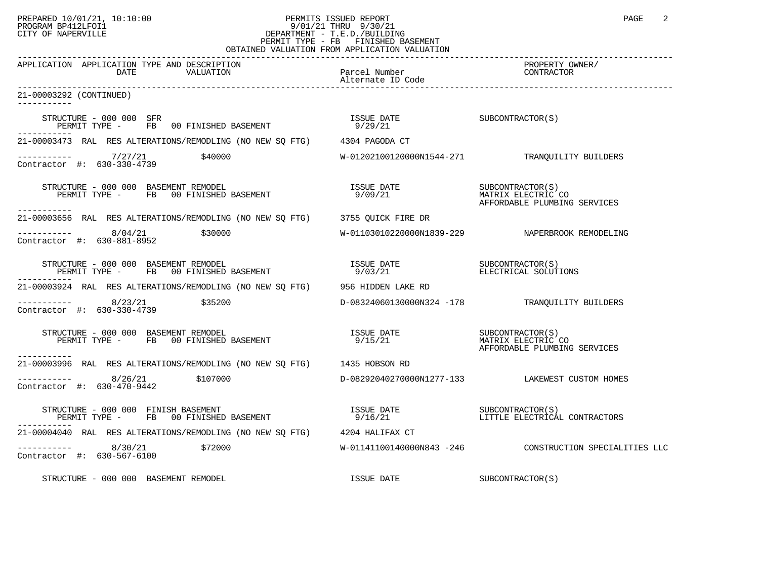PREPARED 10/01/21, 10:10:00 — PERMITS ISSUED REPORT
PROGRAM BP412LFOI1 — 9/01/21 THRU 9/30/21
CITY OF NAPERVILLE — DEPARTMENT - T.E.D./BUILDING
PERMIT TYPE - FB FINISHED BASEMENT
OBTAINED VALUATION FROM APPLICATION VALUATION

| APPLICATION | APPLICATION TYPE AND DESCRIPTION / DATE / VALUATION | Parcel Number / Alternate ID Code | PROPERTY OWNER/ CONTRACTOR |
|---|---|---|---|

**21-00003292 (CONTINUED)**

STRUCTURE - 000 000 SFR — ISSUE DATE 9/29/21 — SUBCONTRACTOR(S)
PERMIT TYPE - FB 00 FINISHED BASEMENT

---

**21-00003473** RAL RES ALTERATIONS/REMODLING (NO NEW SQ FTG) — 4304 PAGODA CT
7/27/21 — $40000 — W-01202100120000N1544-271 — TRANQUILITY BUILDERS
Contractor #: 630-330-4739

STRUCTURE - 000 000 BASEMENT REMODEL — ISSUE DATE 9/09/21 — SUBCONTRACTOR(S)
PERMIT TYPE - FB 00 FINISHED BASEMENT — MATRIX ELECTRIC CO; AFFORDABLE PLUMBING SERVICES

---

**21-00003656** RAL RES ALTERATIONS/REMODLING (NO NEW SQ FTG) — 3755 QUICK FIRE DR
8/04/21 — $30000 — W-01103010220000N1839-229 — NAPERBROOK REMODELING
Contractor #: 630-881-8952

STRUCTURE - 000 000 BASEMENT REMODEL — ISSUE DATE 9/03/21 — SUBCONTRACTOR(S)
PERMIT TYPE - FB 00 FINISHED BASEMENT — ELECTRICAL SOLUTIONS

---

**21-00003924** RAL RES ALTERATIONS/REMODLING (NO NEW SQ FTG) — 956 HIDDEN LAKE RD
8/23/21 — $35200 — D-08324060130000N324 -178 — TRANQUILITY BUILDERS
Contractor #: 630-330-4739

STRUCTURE - 000 000 BASEMENT REMODEL — ISSUE DATE 9/15/21 — SUBCONTRACTOR(S)
PERMIT TYPE - FB 00 FINISHED BASEMENT — MATRIX ELECTRIC CO; AFFORDABLE PLUMBING SERVICES

---

**21-00003996** RAL RES ALTERATIONS/REMODLING (NO NEW SQ FTG) — 1435 HOBSON RD
8/26/21 — $107000 — D-08292040270000N1277-133 — LAKEWEST CUSTOM HOMES
Contractor #: 630-470-9442

STRUCTURE - 000 000 FINISH BASEMENT — ISSUE DATE 9/16/21 — SUBCONTRACTOR(S)
PERMIT TYPE - FB 00 FINISHED BASEMENT — LITTLE ELECTRICAL CONTRACTORS

---

**21-00004040** RAL RES ALTERATIONS/REMODLING (NO NEW SQ FTG) — 4204 HALIFAX CT
8/30/21 — $72000 — W-01141100140000N843 -246 — CONSTRUCTION SPECIALITIES LLC
Contractor #: 630-567-6100

STRUCTURE - 000 000 BASEMENT REMODEL — ISSUE DATE — SUBCONTRACTOR(S)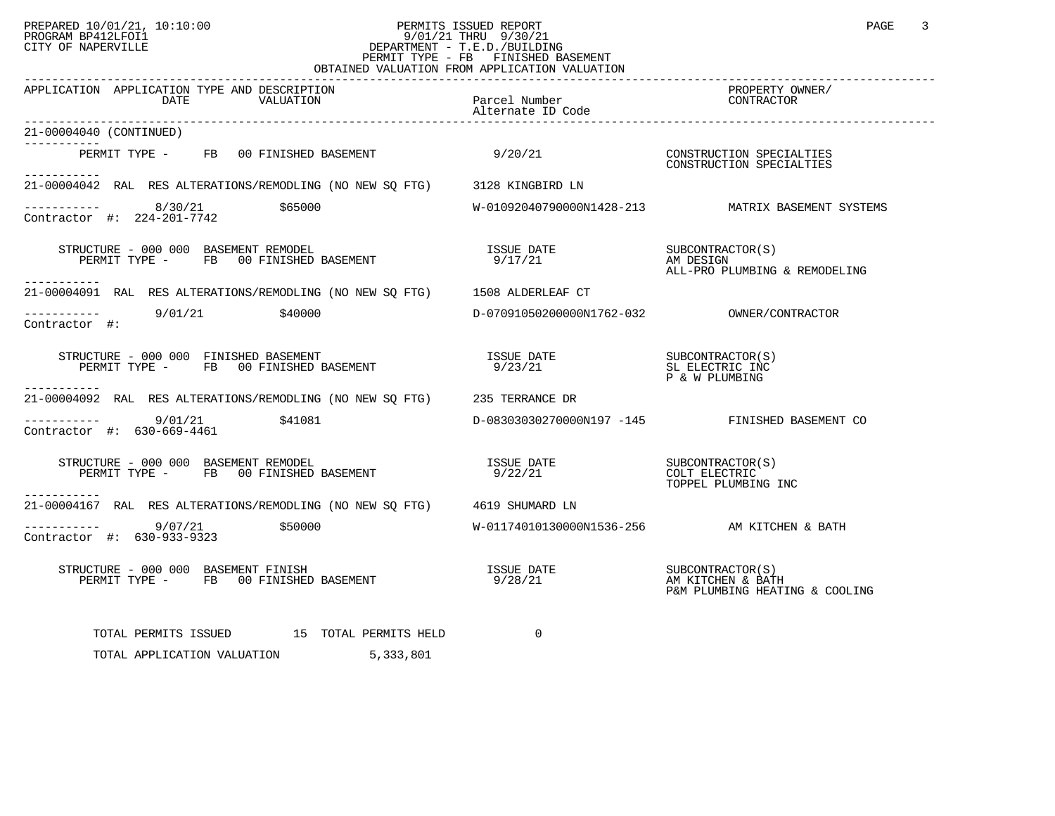PREPARED 10/01/21, 10:10:00 — PERMITS ISSUED REPORT
PROGRAM BP412LFOI1 — 9/01/21 THRU 9/30/21
CITY OF NAPERVILLE — DEPARTMENT - T.E.D./BUILDING
PERMIT TYPE - FB FINISHED BASEMENT
OBTAINED VALUATION FROM APPLICATION VALUATION

| APPLICATION | APPLICATION TYPE AND DESCRIPTION DATE / VALUATION | Parcel Number / Alternate ID Code | PROPERTY OWNER/ CONTRACTOR |
|---|---|---|---|

21-00004040 (CONTINUED)

PERMIT TYPE - FB 00 FINISHED BASEMENT — 9/20/21 — CONSTRUCTION SPECIALTIES / CONSTRUCTION SPECIALTIES

---

**21-00004042** RAL RES ALTERATIONS/REMODLING (NO NEW SQ FTG) — 3128 KINGBIRD LN

8/30/21 — $65000 — W-01092040790000N1428-213 — MATRIX BASEMENT SYSTEMS
Contractor #: 224-201-7742

STRUCTURE - 000 000 BASEMENT REMODEL
PERMIT TYPE - FB 00 FINISHED BASEMENT — ISSUE DATE 9/17/21 — SUBCONTRACTOR(S): AM DESIGN; ALL-PRO PLUMBING & REMODELING

---

**21-00004091** RAL RES ALTERATIONS/REMODLING (NO NEW SQ FTG) — 1508 ALDERLEAF CT

9/01/21 — $40000 — D-07091050200000N1762-032 — OWNER/CONTRACTOR
Contractor #:

STRUCTURE - 000 000 FINISHED BASEMENT
PERMIT TYPE - FB 00 FINISHED BASEMENT — ISSUE DATE 9/23/21 — SUBCONTRACTOR(S): SL ELECTRIC INC; P & W PLUMBING

---

**21-00004092** RAL RES ALTERATIONS/REMODLING (NO NEW SQ FTG) — 235 TERRANCE DR

9/01/21 — $41081 — D-08303030270000N197 -145 — FINISHED BASEMENT CO
Contractor #: 630-669-4461

STRUCTURE - 000 000 BASEMENT REMODEL
PERMIT TYPE - FB 00 FINISHED BASEMENT — ISSUE DATE 9/22/21 — SUBCONTRACTOR(S): COLT ELECTRIC; TOPPEL PLUMBING INC

---

**21-00004167** RAL RES ALTERATIONS/REMODLING (NO NEW SQ FTG) — 4619 SHUMARD LN

9/07/21 — $50000 — W-01174010130000N1536-256 — AM KITCHEN & BATH
Contractor #: 630-933-9323

STRUCTURE - 000 000 BASEMENT FINISH
PERMIT TYPE - FB 00 FINISHED BASEMENT — ISSUE DATE 9/28/21 — SUBCONTRACTOR(S): AM KITCHEN & BATH; P&M PLUMBING HEATING & COOLING

TOTAL PERMITS ISSUED 15 TOTAL PERMITS HELD 0

TOTAL APPLICATION VALUATION 5,333,801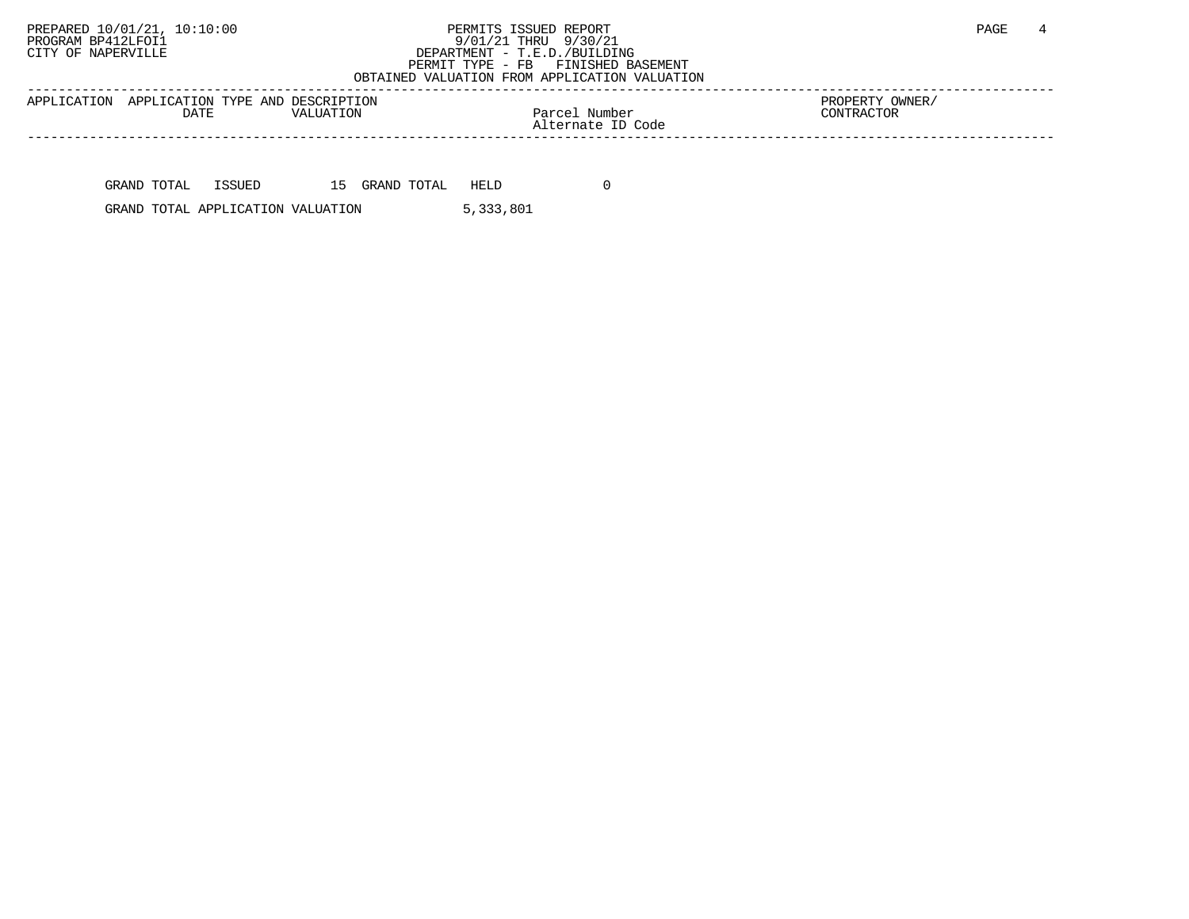PREPARED 10/01/21, 10:10:00
PROGRAM BP412LFOI1
CITY OF NAPERVILLE

PERMITS ISSUED REPORT
9/01/21 THRU 9/30/21
DEPARTMENT - T.E.D./BUILDING
PERMIT TYPE - FB FINISHED BASEMENT
OBTAINED VALUATION FROM APPLICATION VALUATION

| APPLICATION | APPLICATION TYPE AND DESCRIPTION DATE | VALUATION | Parcel Number Alternate ID Code | PROPERTY OWNER/ CONTRACTOR |
|---|---|---|---|---|

GRAND TOTAL ISSUED 15 GRAND TOTAL HELD 0

GRAND TOTAL APPLICATION VALUATION 5,333,801